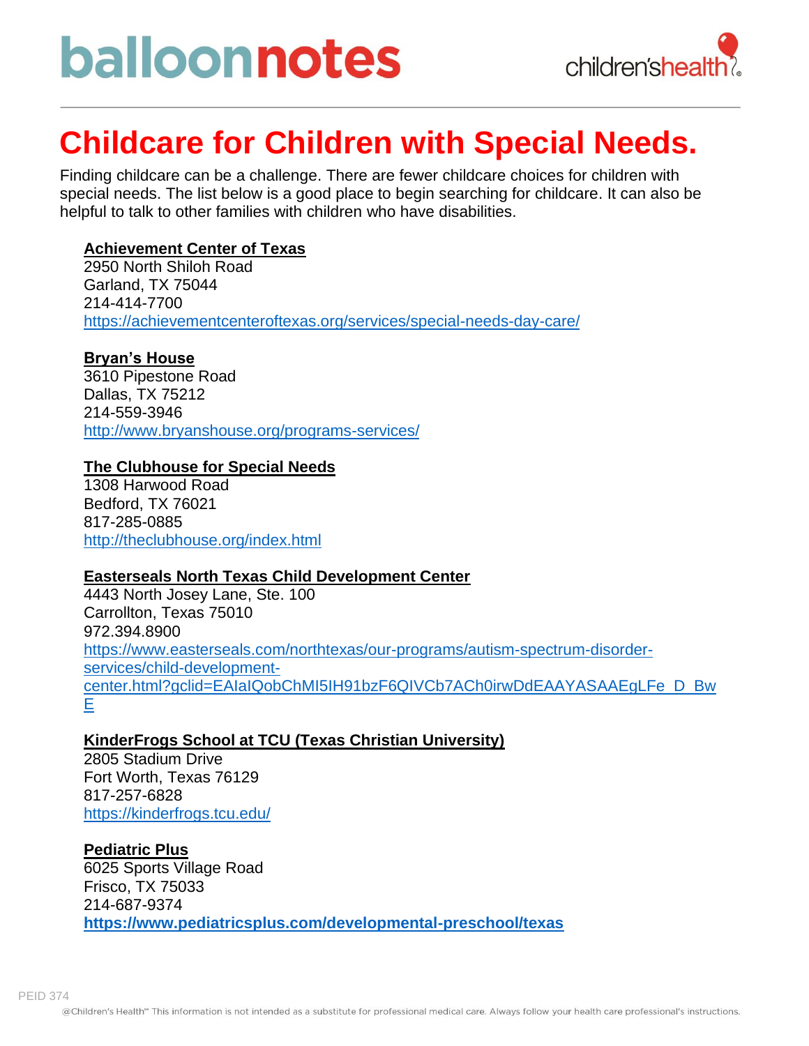balloonnotes

children'shealth

# Childcare for Children with Special Needs.

Finding childcare can be a challenge. There are fewer childcare choices for children with special needs. The list below is a good place to begin searching for childcare. It can also be helpful to talk to other families with children who have disabilities.

**Achievement Center of Texas**
2950 North Shiloh Road
Garland, TX 75044
214-414-7700
https://achievementcenteroftexas.org/services/special-needs-day-care/

**Bryan's House**
3610 Pipestone Road
Dallas, TX 75212
214-559-3946
http://www.bryanshouse.org/programs-services/

**The Clubhouse for Special Needs**
1308 Harwood Road
Bedford, TX 76021
817-285-0885
http://theclubhouse.org/index.html

**Easterseals North Texas Child Development Center**
4443 North Josey Lane, Ste. 100
Carrollton, Texas 75010
972.394.8900
https://www.easterseals.com/northtexas/our-programs/autism-spectrum-disorder-services/child-development-center.html?gclid=EAIaIQobChMI5IH91bzF6QIVCb7ACh0irwDdEAAYASAAEgLFe_D_BwE

**KinderFrogs School at TCU (Texas Christian University)**
2805 Stadium Drive
Fort Worth, Texas 76129
817-257-6828
https://kinderfrogs.tcu.edu/

**Pediatric Plus**
6025 Sports Village Road
Frisco, TX 75033
214-687-9374
**https://www.pediatricsplus.com/developmental-preschool/texas**

PEID 374

@Children's Health℠ This information is not intended as a substitute for professional medical care. Always follow your health care professional's instructions.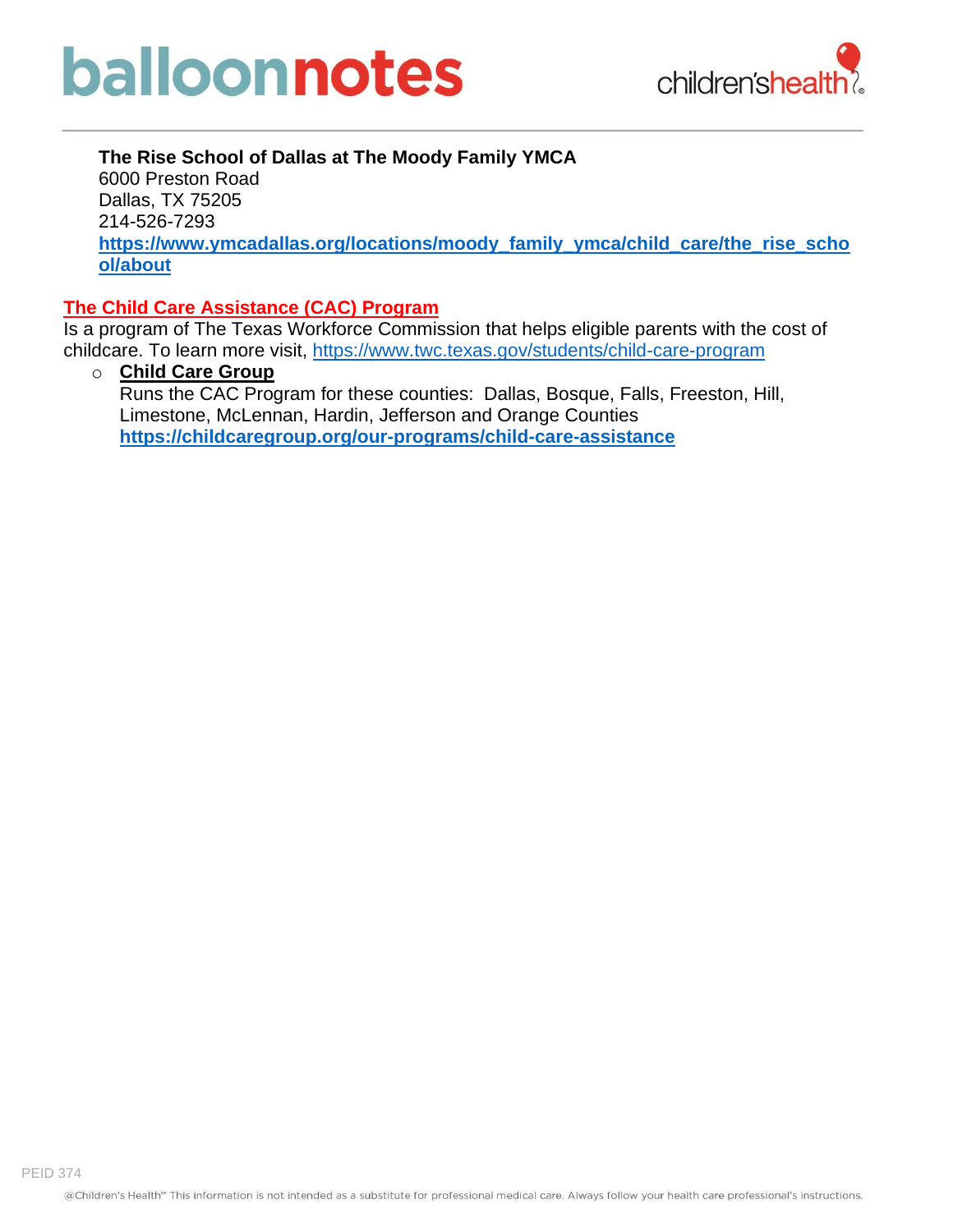**The Rise School of Dallas at The Moody Family YMCA**
6000 Preston Road
Dallas, TX 75205
214-526-7293
**https://www.ymcadallas.org/locations/moody_family_ymca/child_care/the_rise_school/about**

## The Child Care Assistance (CAC) Program

Is a program of The Texas Workforce Commission that helps eligible parents with the cost of childcare. To learn more visit, https://www.twc.texas.gov/students/child-care-program

- **Child Care Group**
  Runs the CAC Program for these counties: Dallas, Bosque, Falls, Freeston, Hill, Limestone, McLennan, Hardin, Jefferson and Orange Counties
  **https://childcaregroup.org/our-programs/child-care-assistance**

PEID 374

@Children's Health℠ This information is not intended as a substitute for professional medical care. Always follow your health care professional's instructions.